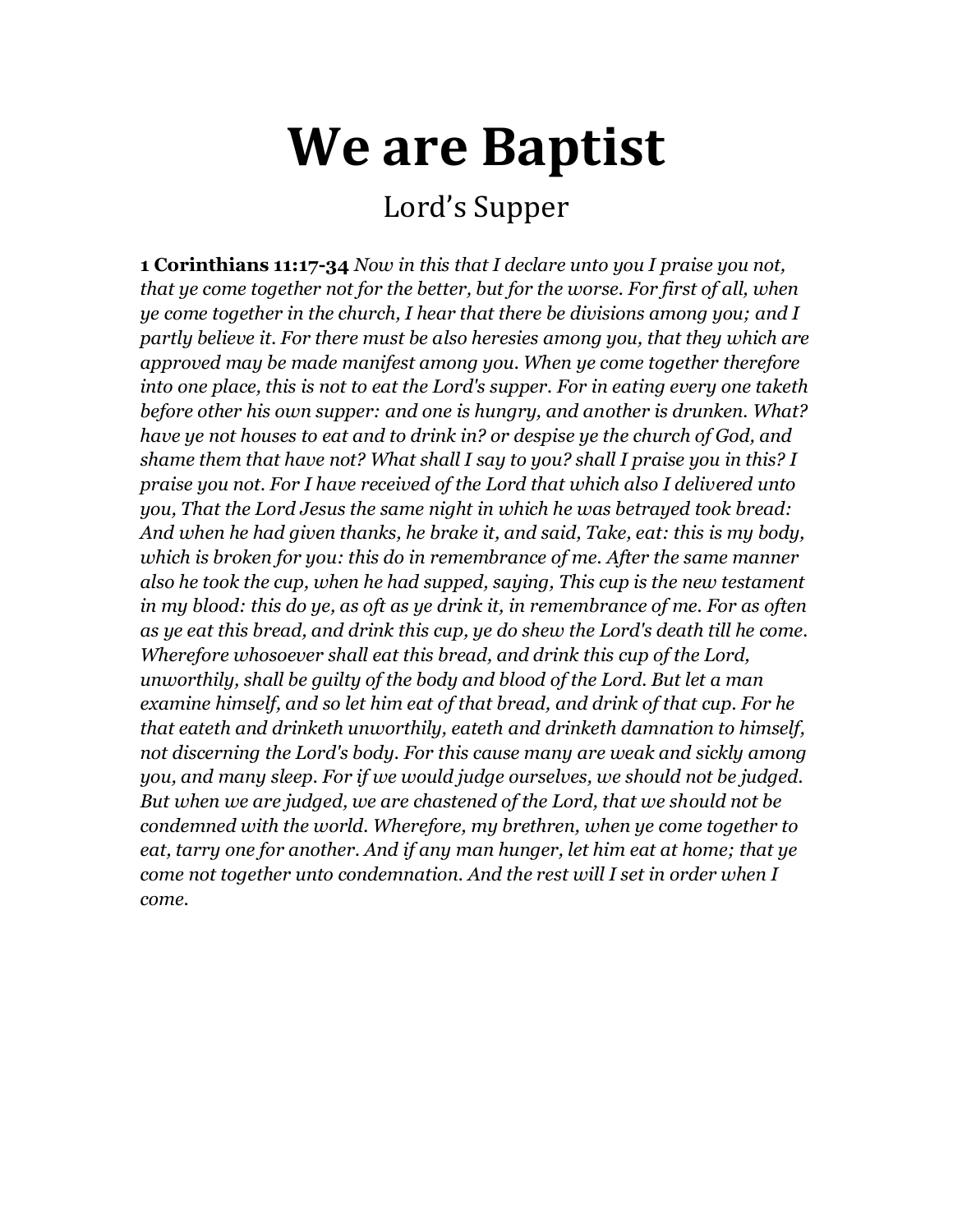# We are Baptist

## Lord's Supper

**1 Corinthians 11:17-34** *Now in this that I declare unto you I praise you not, that ye come together not for the better, but for the worse. For first of all, when ye come together in the church, I hear that there be divisions among you; and I partly believe it. For there must be also heresies among you, that they which are approved may be made manifest among you. When ye come together therefore into one place, this is not to eat the Lord's supper. For in eating every one taketh before other his own supper: and one is hungry, and another is drunken. What? have ye not houses to eat and to drink in? or despise ye the church of God, and shame them that have not? What shall I say to you? shall I praise you in this? I praise you not. For I have received of the Lord that which also I delivered unto you, That the Lord Jesus the same night in which he was betrayed took bread: And when he had given thanks, he brake it, and said, Take, eat: this is my body, which is broken for you: this do in remembrance of me. After the same manner also he took the cup, when he had supped, saying, This cup is the new testament in my blood: this do ye, as oft as ye drink it, in remembrance of me. For as often as ye eat this bread, and drink this cup, ye do shew the Lord's death till he come. Wherefore whosoever shall eat this bread, and drink this cup of the Lord, unworthily, shall be guilty of the body and blood of the Lord. But let a man examine himself, and so let him eat of that bread, and drink of that cup. For he that eateth and drinketh unworthily, eateth and drinketh damnation to himself, not discerning the Lord's body. For this cause many are weak and sickly among you, and many sleep. For if we would judge ourselves, we should not be judged. But when we are judged, we are chastened of the Lord, that we should not be condemned with the world. Wherefore, my brethren, when ye come together to eat, tarry one for another. And if any man hunger, let him eat at home; that ye come not together unto condemnation. And the rest will I set in order when I come.*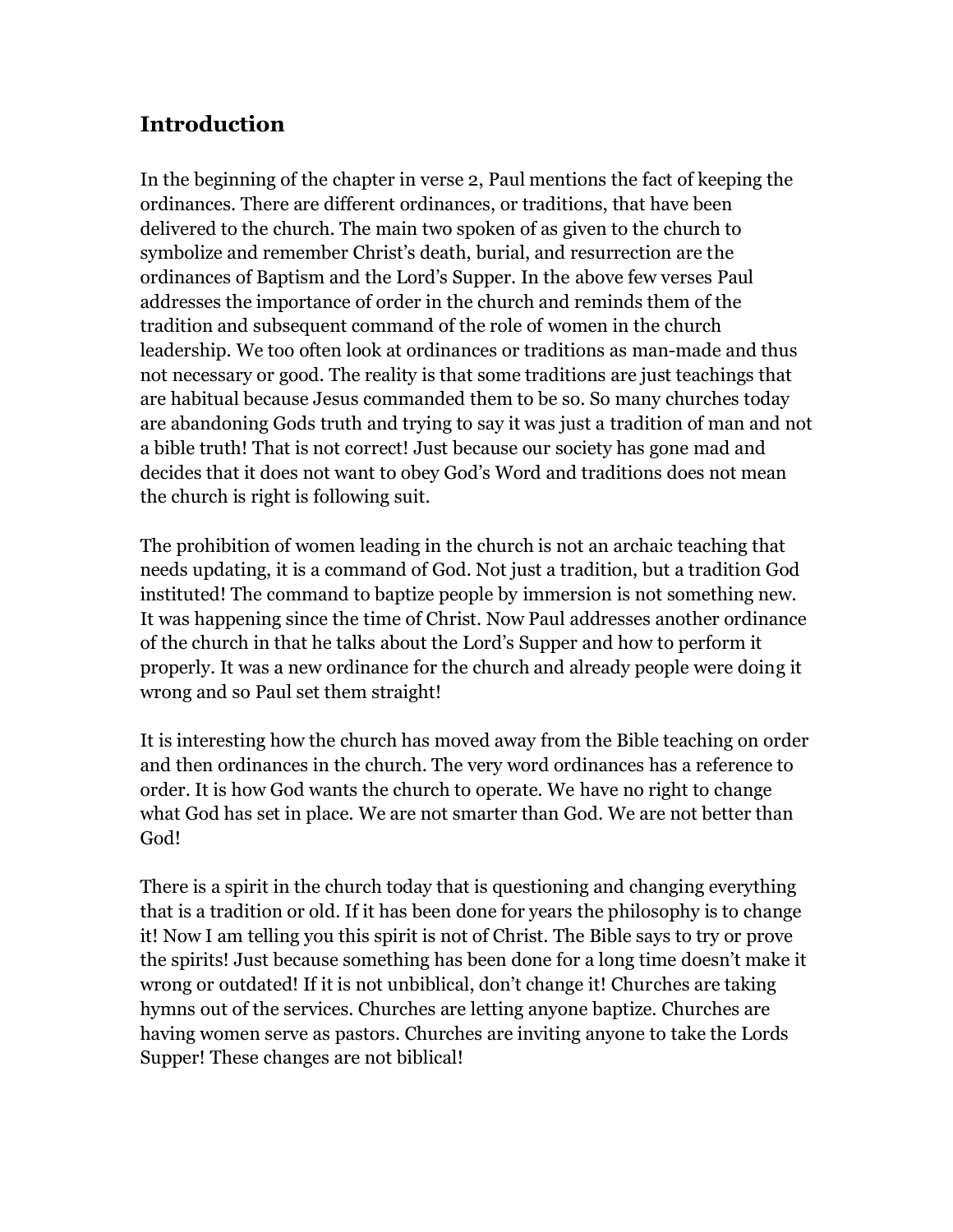## Introduction

In the beginning of the chapter in verse 2, Paul mentions the fact of keeping the ordinances. There are different ordinances, or traditions, that have been delivered to the church. The main two spoken of as given to the church to symbolize and remember Christ's death, burial, and resurrection are the ordinances of Baptism and the Lord's Supper. In the above few verses Paul addresses the importance of order in the church and reminds them of the tradition and subsequent command of the role of women in the church leadership. We too often look at ordinances or traditions as man-made and thus not necessary or good. The reality is that some traditions are just teachings that are habitual because Jesus commanded them to be so. So many churches today are abandoning Gods truth and trying to say it was just a tradition of man and not a bible truth! That is not correct! Just because our society has gone mad and decides that it does not want to obey God's Word and traditions does not mean the church is right is following suit.

The prohibition of women leading in the church is not an archaic teaching that needs updating, it is a command of God. Not just a tradition, but a tradition God instituted! The command to baptize people by immersion is not something new. It was happening since the time of Christ. Now Paul addresses another ordinance of the church in that he talks about the Lord's Supper and how to perform it properly. It was a new ordinance for the church and already people were doing it wrong and so Paul set them straight!

It is interesting how the church has moved away from the Bible teaching on order and then ordinances in the church. The very word ordinances has a reference to order. It is how God wants the church to operate. We have no right to change what God has set in place. We are not smarter than God. We are not better than God!

There is a spirit in the church today that is questioning and changing everything that is a tradition or old. If it has been done for years the philosophy is to change it! Now I am telling you this spirit is not of Christ. The Bible says to try or prove the spirits! Just because something has been done for a long time doesn't make it wrong or outdated! If it is not unbiblical, don't change it! Churches are taking hymns out of the services. Churches are letting anyone baptize. Churches are having women serve as pastors. Churches are inviting anyone to take the Lords Supper! These changes are not biblical!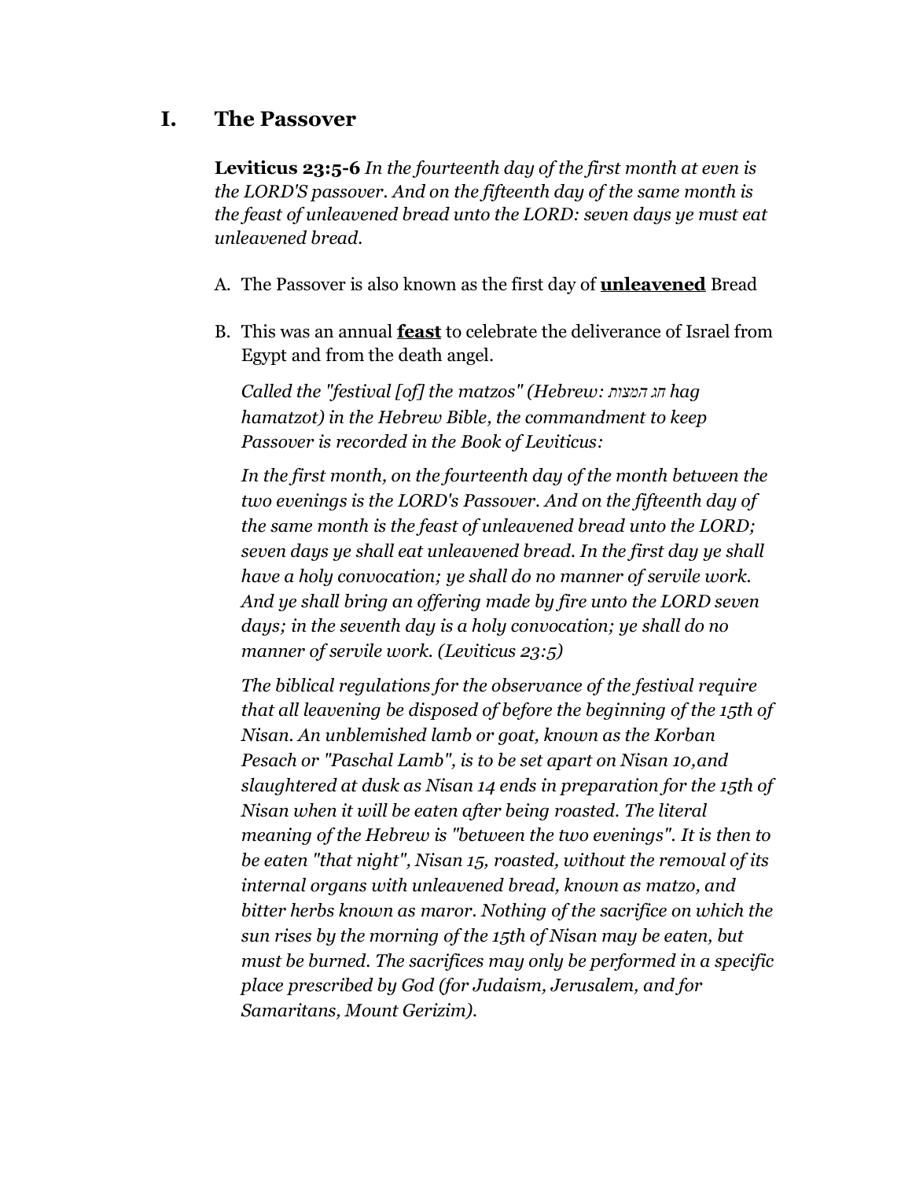## I. The Passover

**Leviticus 23:5-6** *In the fourteenth day of the first month at even is the LORD'S passover. And on the fifteenth day of the same month is the feast of unleavened bread unto the LORD: seven days ye must eat unleavened bread.*

A. The Passover is also known as the first day of **unleavened** Bread

B. This was an annual **feast** to celebrate the deliverance of Israel from Egypt and from the death angel.

*Called the "festival [of] the matzos" (Hebrew: חג המצות hag hamatzot) in the Hebrew Bible, the commandment to keep Passover is recorded in the Book of Leviticus:*

*In the first month, on the fourteenth day of the month between the two evenings is the LORD's Passover. And on the fifteenth day of the same month is the feast of unleavened bread unto the LORD; seven days ye shall eat unleavened bread. In the first day ye shall have a holy convocation; ye shall do no manner of servile work. And ye shall bring an offering made by fire unto the LORD seven days; in the seventh day is a holy convocation; ye shall do no manner of servile work. (Leviticus 23:5)*

*The biblical regulations for the observance of the festival require that all leavening be disposed of before the beginning of the 15th of Nisan. An unblemished lamb or goat, known as the Korban Pesach or "Paschal Lamb", is to be set apart on Nisan 10,and slaughtered at dusk as Nisan 14 ends in preparation for the 15th of Nisan when it will be eaten after being roasted. The literal meaning of the Hebrew is "between the two evenings". It is then to be eaten "that night", Nisan 15, roasted, without the removal of its internal organs with unleavened bread, known as matzo, and bitter herbs known as maror. Nothing of the sacrifice on which the sun rises by the morning of the 15th of Nisan may be eaten, but must be burned. The sacrifices may only be performed in a specific place prescribed by God (for Judaism, Jerusalem, and for Samaritans, Mount Gerizim).*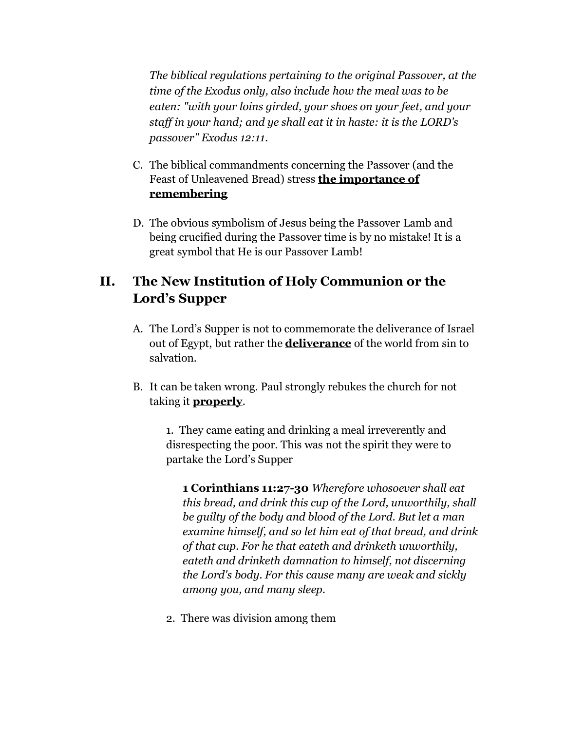*The biblical regulations pertaining to the original Passover, at the time of the Exodus only, also include how the meal was to be eaten: "with your loins girded, your shoes on your feet, and your staff in your hand; and ye shall eat it in haste: it is the LORD's passover" Exodus 12:11.*

C. The biblical commandments concerning the Passover (and the Feast of Unleavened Bread) stress **<u>the importance of remembering</u>**

D. The obvious symbolism of Jesus being the Passover Lamb and being crucified during the Passover time is by no mistake! It is a great symbol that He is our Passover Lamb!

## II. The New Institution of Holy Communion or the Lord's Supper

A. The Lord's Supper is not to commemorate the deliverance of Israel out of Egypt, but rather the **<u>deliverance</u>** of the world from sin to salvation.

B. It can be taken wrong. Paul strongly rebukes the church for not taking it **<u>properly</u>**.

1. They came eating and drinking a meal irreverently and disrespecting the poor. This was not the spirit they were to partake the Lord's Supper

> **1 Corinthians 11:27-30** *Wherefore whosoever shall eat this bread, and drink this cup of the Lord, unworthily, shall be guilty of the body and blood of the Lord. But let a man examine himself, and so let him eat of that bread, and drink of that cup. For he that eateth and drinketh unworthily, eateth and drinketh damnation to himself, not discerning the Lord's body. For this cause many are weak and sickly among you, and many sleep.*

2. There was division among them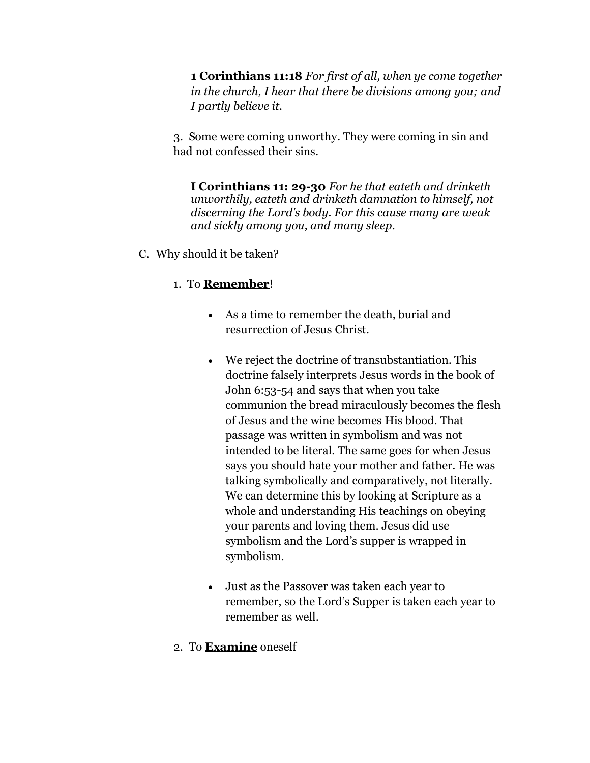**1 Corinthians 11:18** *For first of all, when ye come together in the church, I hear that there be divisions among you; and I partly believe it.*

3. Some were coming unworthy. They were coming in sin and had not confessed their sins.

**I Corinthians 11: 29-30** *For he that eateth and drinketh unworthily, eateth and drinketh damnation to himself, not discerning the Lord's body. For this cause many are weak and sickly among you, and many sleep.*

C. Why should it be taken?

1. To **<u>Remember</u>**!

- As a time to remember the death, burial and resurrection of Jesus Christ.
- We reject the doctrine of transubstantiation. This doctrine falsely interprets Jesus words in the book of John 6:53-54 and says that when you take communion the bread miraculously becomes the flesh of Jesus and the wine becomes His blood. That passage was written in symbolism and was not intended to be literal. The same goes for when Jesus says you should hate your mother and father. He was talking symbolically and comparatively, not literally. We can determine this by looking at Scripture as a whole and understanding His teachings on obeying your parents and loving them. Jesus did use symbolism and the Lord's supper is wrapped in symbolism.
- Just as the Passover was taken each year to remember, so the Lord's Supper is taken each year to remember as well.

2. To **<u>Examine</u>** oneself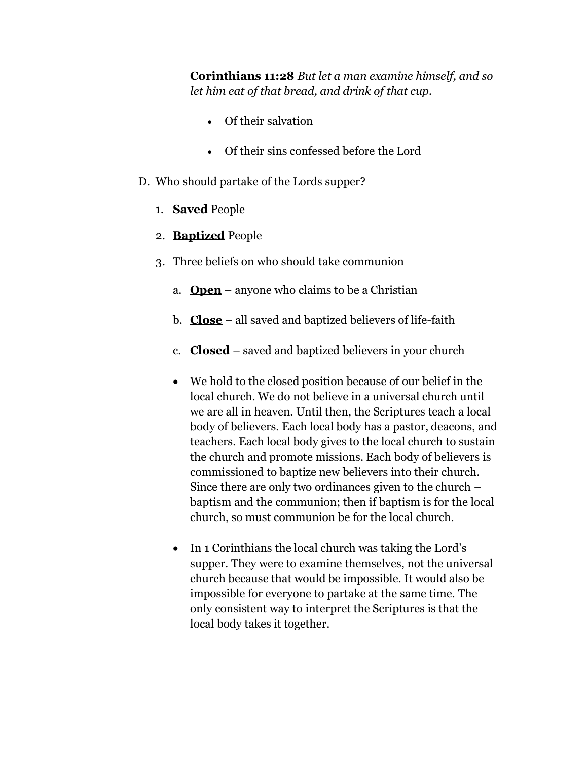**Corinthians 11:28** *But let a man examine himself, and so let him eat of that bread, and drink of that cup.*

- Of their salvation
- Of their sins confessed before the Lord

D. Who should partake of the Lords supper?

1. **<u>Saved</u>** People
2. **<u>Baptized</u>** People
3. Three beliefs on who should take communion

   a. **<u>Open</u>** – anyone who claims to be a Christian

   b. **<u>Close</u>** – all saved and baptized believers of life-faith

   c. **<u>Closed</u>** – saved and baptized believers in your church

   - We hold to the closed position because of our belief in the local church. We do not believe in a universal church until we are all in heaven. Until then, the Scriptures teach a local body of believers. Each local body has a pastor, deacons, and teachers. Each local body gives to the local church to sustain the church and promote missions. Each body of believers is commissioned to baptize new believers into their church. Since there are only two ordinances given to the church – baptism and the communion; then if baptism is for the local church, so must communion be for the local church.

   - In 1 Corinthians the local church was taking the Lord's supper. They were to examine themselves, not the universal church because that would be impossible. It would also be impossible for everyone to partake at the same time. The only consistent way to interpret the Scriptures is that the local body takes it together.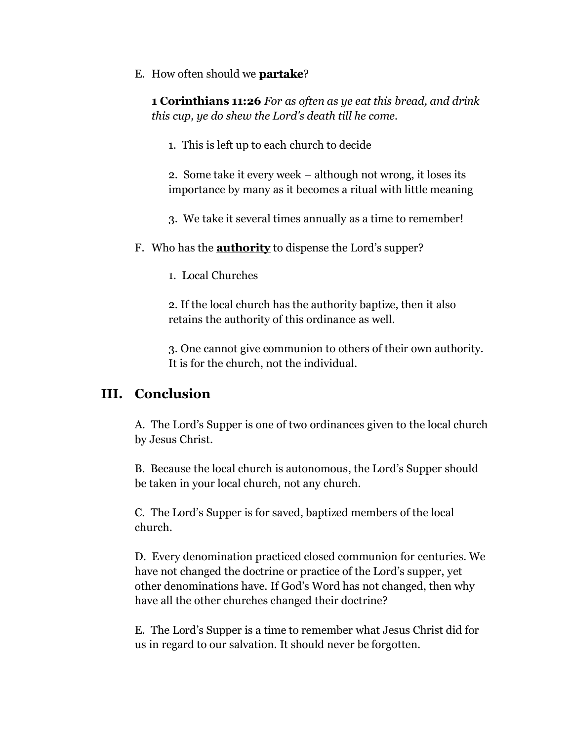E. How often should we **partake**?

**1 Corinthians 11:26** *For as often as ye eat this bread, and drink this cup, ye do shew the Lord's death till he come.*

1. This is left up to each church to decide

2. Some take it every week – although not wrong, it loses its importance by many as it becomes a ritual with little meaning

3. We take it several times annually as a time to remember!

F. Who has the **authority** to dispense the Lord's supper?

1. Local Churches

2. If the local church has the authority baptize, then it also retains the authority of this ordinance as well.

3. One cannot give communion to others of their own authority. It is for the church, not the individual.

## III. Conclusion

A. The Lord's Supper is one of two ordinances given to the local church by Jesus Christ.

B. Because the local church is autonomous, the Lord's Supper should be taken in your local church, not any church.

C. The Lord's Supper is for saved, baptized members of the local church.

D. Every denomination practiced closed communion for centuries. We have not changed the doctrine or practice of the Lord's supper, yet other denominations have. If God's Word has not changed, then why have all the other churches changed their doctrine?

E. The Lord's Supper is a time to remember what Jesus Christ did for us in regard to our salvation. It should never be forgotten.